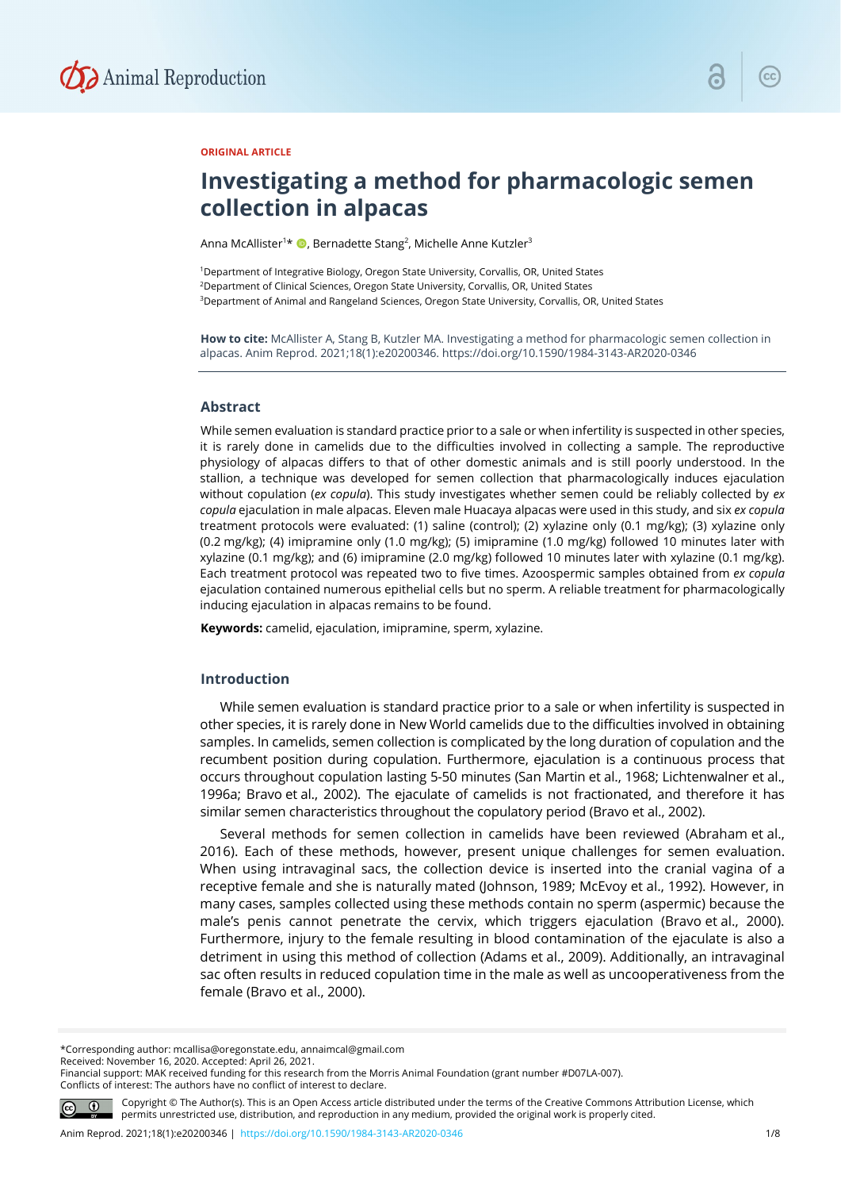ORIGINAL ARTICLE

# Investigating a method for pharmacologic semen collection in alpacas

Anna McAllister[1]*, Bernadette Stang[2], Michelle Anne Kutzler[3]

[1]Department of Integrative Biology, Oregon State University, Corvallis, OR, United States
[2]Department of Clinical Sciences, Oregon State University, Corvallis, OR, United States
[3]Department of Animal and Rangeland Sciences, Oregon State University, Corvallis, OR, United States

**How to cite:** McAllister A, Stang B, Kutzler MA. Investigating a method for pharmacologic semen collection in alpacas. Anim Reprod. 2021;18(1):e20200346. https://doi.org/10.1590/1984-3143-AR2020-0346

## Abstract

While semen evaluation is standard practice prior to a sale or when infertility is suspected in other species, it is rarely done in camelids due to the difficulties involved in collecting a sample. The reproductive physiology of alpacas differs to that of other domestic animals and is still poorly understood. In the stallion, a technique was developed for semen collection that pharmacologically induces ejaculation without copulation (*ex copula*). This study investigates whether semen could be reliably collected by *ex copula* ejaculation in male alpacas. Eleven male Huacaya alpacas were used in this study, and six *ex copula* treatment protocols were evaluated: (1) saline (control); (2) xylazine only (0.1 mg/kg); (3) xylazine only (0.2 mg/kg); (4) imipramine only (1.0 mg/kg); (5) imipramine (1.0 mg/kg) followed 10 minutes later with xylazine (0.1 mg/kg); and (6) imipramine (2.0 mg/kg) followed 10 minutes later with xylazine (0.1 mg/kg). Each treatment protocol was repeated two to five times. Azoospermic samples obtained from *ex copula* ejaculation contained numerous epithelial cells but no sperm. A reliable treatment for pharmacologically inducing ejaculation in alpacas remains to be found.

**Keywords:** camelid, ejaculation, imipramine, sperm, xylazine.

## Introduction

While semen evaluation is standard practice prior to a sale or when infertility is suspected in other species, it is rarely done in New World camelids due to the difficulties involved in obtaining samples. In camelids, semen collection is complicated by the long duration of copulation and the recumbent position during copulation. Furthermore, ejaculation is a continuous process that occurs throughout copulation lasting 5-50 minutes (San Martin et al., 1968; Lichtenwalner et al., 1996a; Bravo et al., 2002). The ejaculate of camelids is not fractionated, and therefore it has similar semen characteristics throughout the copulatory period (Bravo et al., 2002).

Several methods for semen collection in camelids have been reviewed (Abraham et al., 2016). Each of these methods, however, present unique challenges for semen evaluation. When using intravaginal sacs, the collection device is inserted into the cranial vagina of a receptive female and she is naturally mated (Johnson, 1989; McEvoy et al., 1992). However, in many cases, samples collected using these methods contain no sperm (aspermic) because the male's penis cannot penetrate the cervix, which triggers ejaculation (Bravo et al., 2000). Furthermore, injury to the female resulting in blood contamination of the ejaculate is also a detriment in using this method of collection (Adams et al., 2009). Additionally, an intravaginal sac often results in reduced copulation time in the male as well as uncooperativeness from the female (Bravo et al., 2000).

*Corresponding author: mcallisa@oregonstate.edu, annaimcal@gmail.com
Received: November 16, 2020. Accepted: April 26, 2021.
Financial support: MAK received funding for this research from the Morris Animal Foundation (grant number #D07LA-007).
Conflicts of interest: The authors have no conflict of interest to declare.

Copyright © The Author(s). This is an Open Access article distributed under the terms of the Creative Commons Attribution License, which permits unrestricted use, distribution, and reproduction in any medium, provided the original work is properly cited.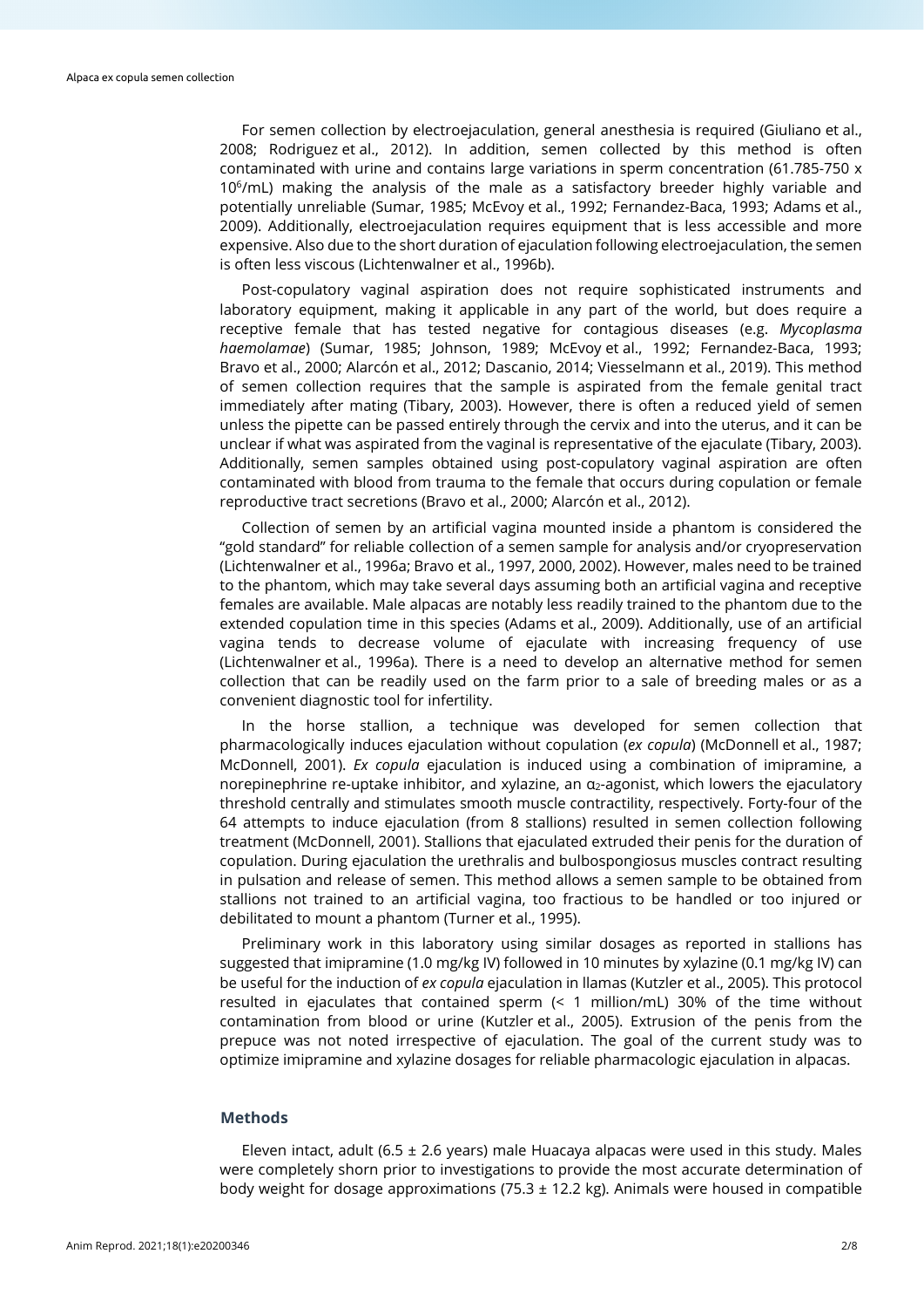For semen collection by electroejaculation, general anesthesia is required (Giuliano et al., 2008; Rodriguez et al., 2012). In addition, semen collected by this method is often contaminated with urine and contains large variations in sperm concentration (61.785-750 x $10^6$/mL) making the analysis of the male as a satisfactory breeder highly variable and potentially unreliable (Sumar, 1985; McEvoy et al., 1992; Fernandez-Baca, 1993; Adams et al., 2009). Additionally, electroejaculation requires equipment that is less accessible and more expensive. Also due to the short duration of ejaculation following electroejaculation, the semen is often less viscous (Lichtenwalner et al., 1996b).

Post-copulatory vaginal aspiration does not require sophisticated instruments and laboratory equipment, making it applicable in any part of the world, but does require a receptive female that has tested negative for contagious diseases (e.g. *Mycoplasma haemolamae*) (Sumar, 1985; Johnson, 1989; McEvoy et al., 1992; Fernandez-Baca, 1993; Bravo et al., 2000; Alarcón et al., 2012; Dascanio, 2014; Viesselmann et al., 2019). This method of semen collection requires that the sample is aspirated from the female genital tract immediately after mating (Tibary, 2003). However, there is often a reduced yield of semen unless the pipette can be passed entirely through the cervix and into the uterus, and it can be unclear if what was aspirated from the vaginal is representative of the ejaculate (Tibary, 2003). Additionally, semen samples obtained using post-copulatory vaginal aspiration are often contaminated with blood from trauma to the female that occurs during copulation or female reproductive tract secretions (Bravo et al., 2000; Alarcón et al., 2012).

Collection of semen by an artificial vagina mounted inside a phantom is considered the "gold standard" for reliable collection of a semen sample for analysis and/or cryopreservation (Lichtenwalner et al., 1996a; Bravo et al., 1997, 2000, 2002). However, males need to be trained to the phantom, which may take several days assuming both an artificial vagina and receptive females are available. Male alpacas are notably less readily trained to the phantom due to the extended copulation time in this species (Adams et al., 2009). Additionally, use of an artificial vagina tends to decrease volume of ejaculate with increasing frequency of use (Lichtenwalner et al., 1996a). There is a need to develop an alternative method for semen collection that can be readily used on the farm prior to a sale of breeding males or as a convenient diagnostic tool for infertility.

In the horse stallion, a technique was developed for semen collection that pharmacologically induces ejaculation without copulation (*ex copula*) (McDonnell et al., 1987; McDonnell, 2001). *Ex copula* ejaculation is induced using a combination of imipramine, a norepinephrine re-uptake inhibitor, and xylazine, an $\alpha_2$-agonist, which lowers the ejaculatory threshold centrally and stimulates smooth muscle contractility, respectively. Forty-four of the 64 attempts to induce ejaculation (from 8 stallions) resulted in semen collection following treatment (McDonnell, 2001). Stallions that ejaculated extruded their penis for the duration of copulation. During ejaculation the urethralis and bulbospongiosus muscles contract resulting in pulsation and release of semen. This method allows a semen sample to be obtained from stallions not trained to an artificial vagina, too fractious to be handled or too injured or debilitated to mount a phantom (Turner et al., 1995).

Preliminary work in this laboratory using similar dosages as reported in stallions has suggested that imipramine (1.0 mg/kg IV) followed in 10 minutes by xylazine (0.1 mg/kg IV) can be useful for the induction of *ex copula* ejaculation in llamas (Kutzler et al., 2005). This protocol resulted in ejaculates that contained sperm (< 1 million/mL) 30% of the time without contamination from blood or urine (Kutzler et al., 2005). Extrusion of the penis from the prepuce was not noted irrespective of ejaculation. The goal of the current study was to optimize imipramine and xylazine dosages for reliable pharmacologic ejaculation in alpacas.

## Methods

Eleven intact, adult (6.5 ± 2.6 years) male Huacaya alpacas were used in this study. Males were completely shorn prior to investigations to provide the most accurate determination of body weight for dosage approximations (75.3 ± 12.2 kg). Animals were housed in compatible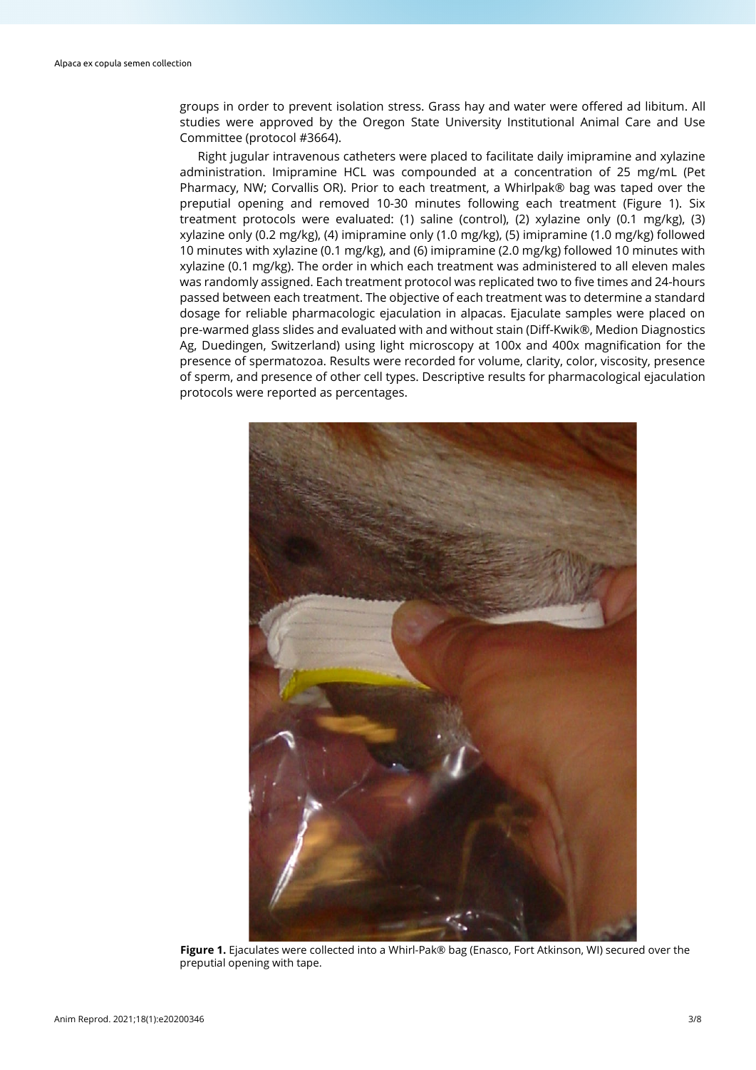groups in order to prevent isolation stress. Grass hay and water were offered ad libitum. All studies were approved by the Oregon State University Institutional Animal Care and Use Committee (protocol #3664).

Right jugular intravenous catheters were placed to facilitate daily imipramine and xylazine administration. Imipramine HCL was compounded at a concentration of 25 mg/mL (Pet Pharmacy, NW; Corvallis OR). Prior to each treatment, a Whirlpak® bag was taped over the preputial opening and removed 10-30 minutes following each treatment (Figure 1). Six treatment protocols were evaluated: (1) saline (control), (2) xylazine only (0.1 mg/kg), (3) xylazine only (0.2 mg/kg), (4) imipramine only (1.0 mg/kg), (5) imipramine (1.0 mg/kg) followed 10 minutes with xylazine (0.1 mg/kg), and (6) imipramine (2.0 mg/kg) followed 10 minutes with xylazine (0.1 mg/kg). The order in which each treatment was administered to all eleven males was randomly assigned. Each treatment protocol was replicated two to five times and 24-hours passed between each treatment. The objective of each treatment was to determine a standard dosage for reliable pharmacologic ejaculation in alpacas. Ejaculate samples were placed on pre-warmed glass slides and evaluated with and without stain (Diff-Kwik®, Medion Diagnostics Ag, Duedingen, Switzerland) using light microscopy at 100x and 400x magnification for the presence of spermatozoa. Results were recorded for volume, clarity, color, viscosity, presence of sperm, and presence of other cell types. Descriptive results for pharmacological ejaculation protocols were reported as percentages.

**Figure 1.** Ejaculates were collected into a Whirl-Pak® bag (Enasco, Fort Atkinson, WI) secured over the preputial opening with tape.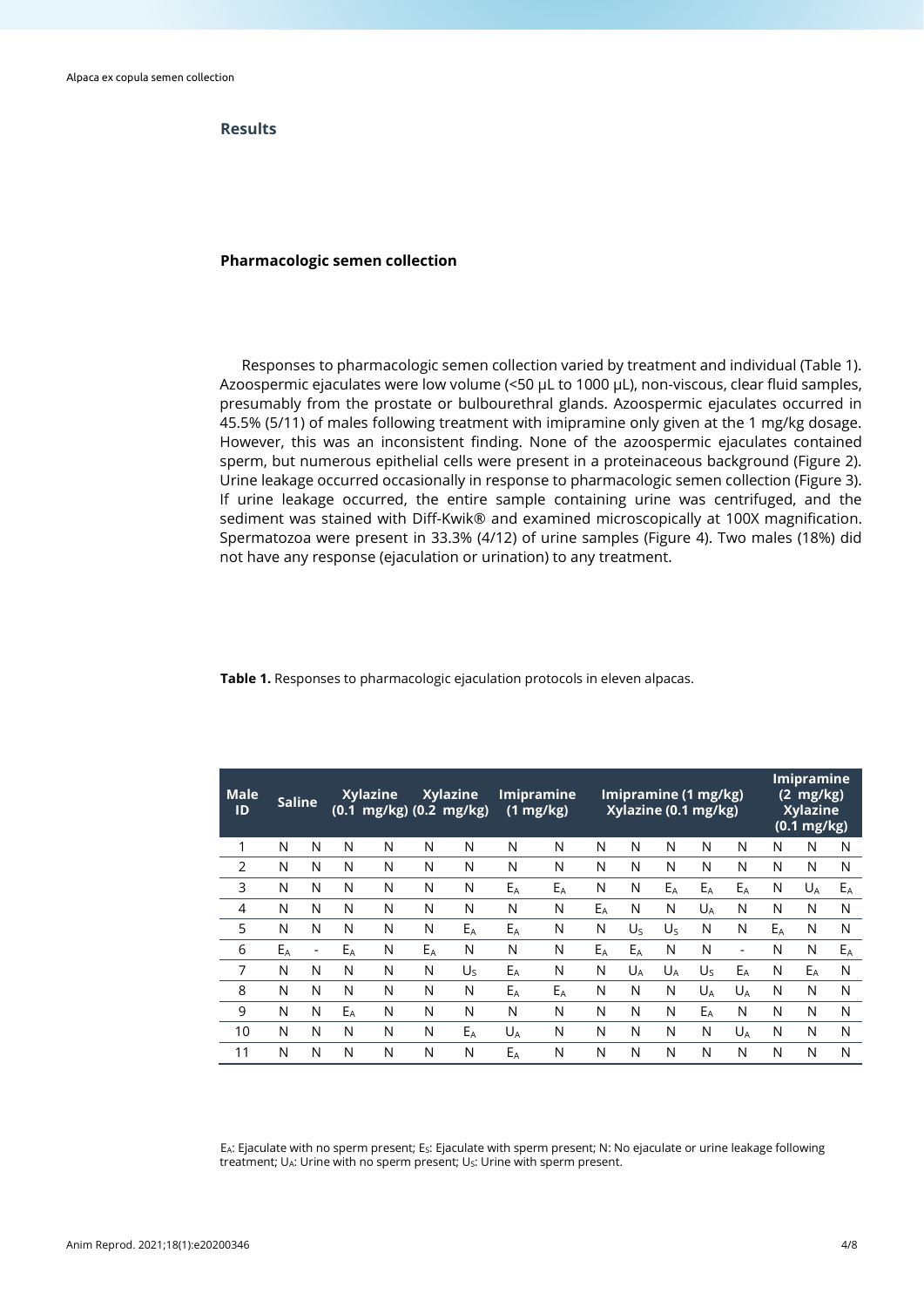## Results

### Pharmacologic semen collection

Responses to pharmacologic semen collection varied by treatment and individual (Table 1). Azoospermic ejaculates were low volume (<50 µL to 1000 µL), non-viscous, clear fluid samples, presumably from the prostate or bulbourethral glands. Azoospermic ejaculates occurred in 45.5% (5/11) of males following treatment with imipramine only given at the 1 mg/kg dosage. However, this was an inconsistent finding. None of the azoospermic ejaculates contained sperm, but numerous epithelial cells were present in a proteinaceous background (Figure 2). Urine leakage occurred occasionally in response to pharmacologic semen collection (Figure 3). If urine leakage occurred, the entire sample containing urine was centrifuged, and the sediment was stained with Diff-Kwik® and examined microscopically at 100X magnification. Spermatozoa were present in 33.3% (4/12) of urine samples (Figure 4). Two males (18%) did not have any response (ejaculation or urination) to any treatment.

**Table 1.** Responses to pharmacologic ejaculation protocols in eleven alpacas.

| Male ID | Saline | | Xylazine (0.1 mg/kg) | | Xylazine (0.2 mg/kg) | | Imipramine (1 mg/kg) | | Imipramine (1 mg/kg) Xylazine (0.1 mg/kg) | | | | | Imipramine (2 mg/kg) Xylazine (0.1 mg/kg) | | |
|---|---|---|---|---|---|---|---|---|---|---|---|---|---|---|---|---|
| 1 | N | N | N | N | N | N | N | N | N | N | N | N | N | N | N | N |
| 2 | N | N | N | N | N | N | N | N | N | N | N | N | N | N | N | N |
| 3 | N | N | N | N | N | N | $E_A$ | $E_A$ | N | N | $E_A$ | $E_A$ | $E_A$ | N | $U_A$ | $E_A$ |
| 4 | N | N | N | N | N | N | N | N | $E_A$ | N | N | $U_A$ | N | N | N | N |
| 5 | N | N | N | N | N | $E_A$ | $E_A$ | N | N | $U_S$ | $U_S$ | N | N | $E_A$ | N | N |
| 6 | $E_A$ | - | $E_A$ | N | $E_A$ | N | N | N | $E_A$ | $E_A$ | N | N | - | N | N | $E_A$ |
| 7 | N | N | N | N | N | $U_S$ | $E_A$ | N | N | $U_A$ | $U_A$ | $U_S$ | $E_A$ | N | $E_A$ | N |
| 8 | N | N | N | N | N | N | $E_A$ | $E_A$ | N | N | N | $U_A$ | $U_A$ | N | N | N |
| 9 | N | N | $E_A$ | N | N | N | N | N | N | N | N | $E_A$ | N | N | N | N |
| 10 | N | N | N | N | N | $E_A$ | $U_A$ | N | N | N | N | N | $U_A$ | N | N | N |
| 11 | N | N | N | N | N | N | $E_A$ | N | N | N | N | N | N | N | N | N |

$E_A$: Ejaculate with no sperm present; $E_S$: Ejaculate with sperm present; N: No ejaculate or urine leakage following treatment; $U_A$: Urine with no sperm present; $U_S$: Urine with sperm present.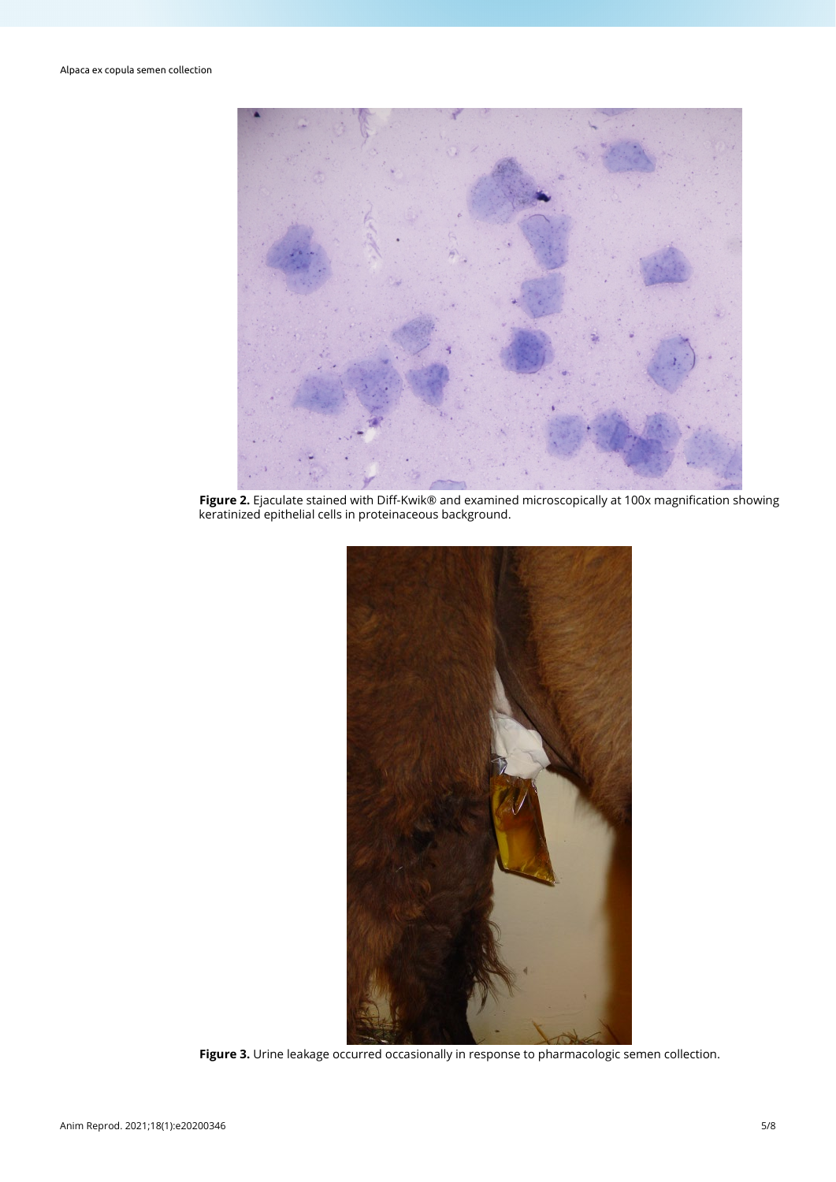**Figure 2.** Ejaculate stained with Diff-Kwik® and examined microscopically at 100x magnification showing keratinized epithelial cells in proteinaceous background.

**Figure 3.** Urine leakage occurred occasionally in response to pharmacologic semen collection.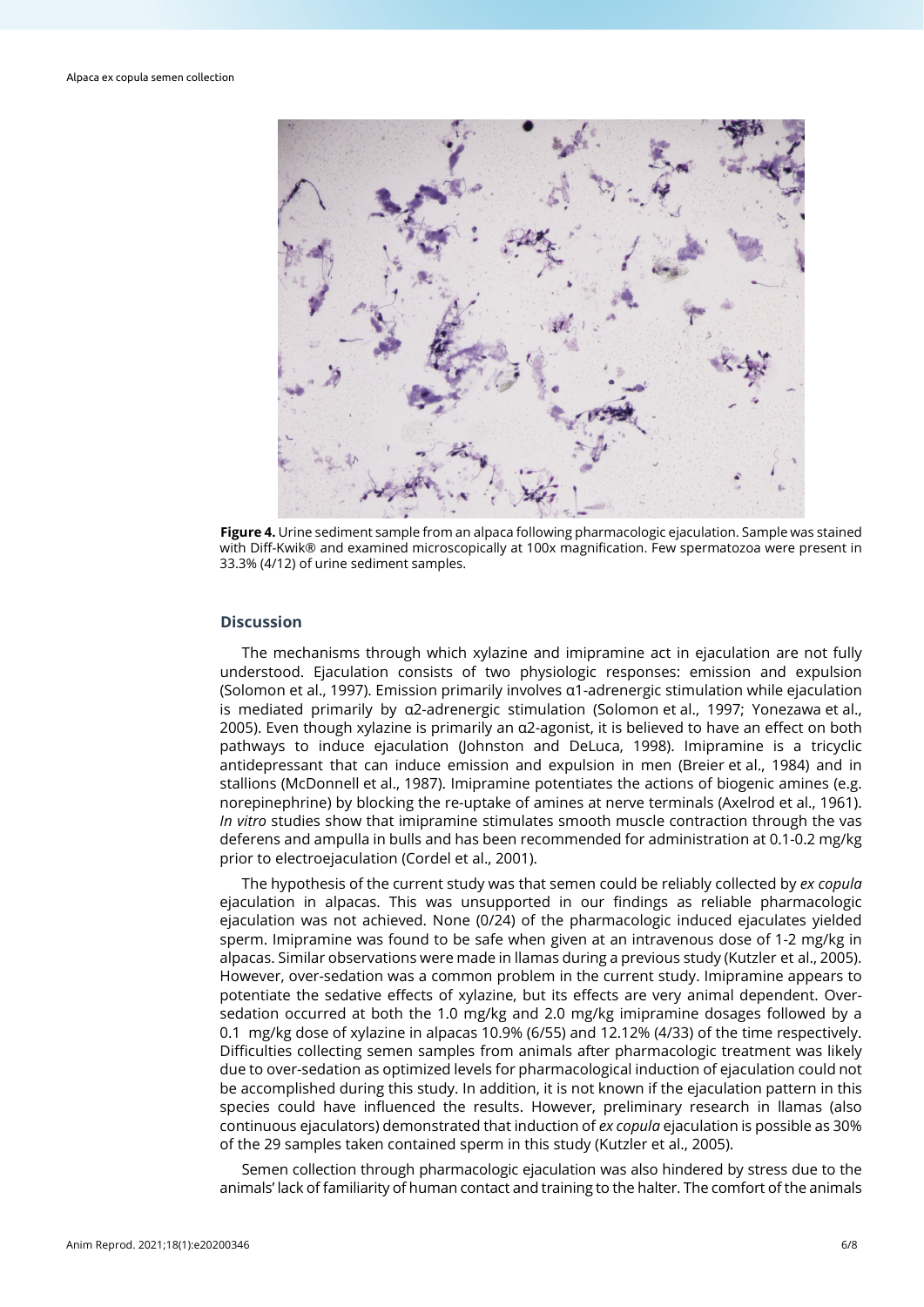**Figure 4.** Urine sediment sample from an alpaca following pharmacologic ejaculation. Sample was stained with Diff-Kwik® and examined microscopically at 100x magnification. Few spermatozoa were present in 33.3% (4/12) of urine sediment samples.

## Discussion

The mechanisms through which xylazine and imipramine act in ejaculation are not fully understood. Ejaculation consists of two physiologic responses: emission and expulsion (Solomon et al., 1997). Emission primarily involves α1-adrenergic stimulation while ejaculation is mediated primarily by α2-adrenergic stimulation (Solomon et al., 1997; Yonezawa et al., 2005). Even though xylazine is primarily an α2-agonist, it is believed to have an effect on both pathways to induce ejaculation (Johnston and DeLuca, 1998). Imipramine is a tricyclic antidepressant that can induce emission and expulsion in men (Breier et al., 1984) and in stallions (McDonnell et al., 1987). Imipramine potentiates the actions of biogenic amines (e.g. norepinephrine) by blocking the re-uptake of amines at nerve terminals (Axelrod et al., 1961). *In vitro* studies show that imipramine stimulates smooth muscle contraction through the vas deferens and ampulla in bulls and has been recommended for administration at 0.1-0.2 mg/kg prior to electroejaculation (Cordel et al., 2001).

The hypothesis of the current study was that semen could be reliably collected by *ex copula* ejaculation in alpacas. This was unsupported in our findings as reliable pharmacologic ejaculation was not achieved. None (0/24) of the pharmacologic induced ejaculates yielded sperm. Imipramine was found to be safe when given at an intravenous dose of 1-2 mg/kg in alpacas. Similar observations were made in llamas during a previous study (Kutzler et al., 2005). However, over-sedation was a common problem in the current study. Imipramine appears to potentiate the sedative effects of xylazine, but its effects are very animal dependent. Over-sedation occurred at both the 1.0 mg/kg and 2.0 mg/kg imipramine dosages followed by a 0.1 mg/kg dose of xylazine in alpacas 10.9% (6/55) and 12.12% (4/33) of the time respectively. Difficulties collecting semen samples from animals after pharmacologic treatment was likely due to over-sedation as optimized levels for pharmacological induction of ejaculation could not be accomplished during this study. In addition, it is not known if the ejaculation pattern in this species could have influenced the results. However, preliminary research in llamas (also continuous ejaculators) demonstrated that induction of *ex copula* ejaculation is possible as 30% of the 29 samples taken contained sperm in this study (Kutzler et al., 2005).

Semen collection through pharmacologic ejaculation was also hindered by stress due to the animals' lack of familiarity of human contact and training to the halter. The comfort of the animals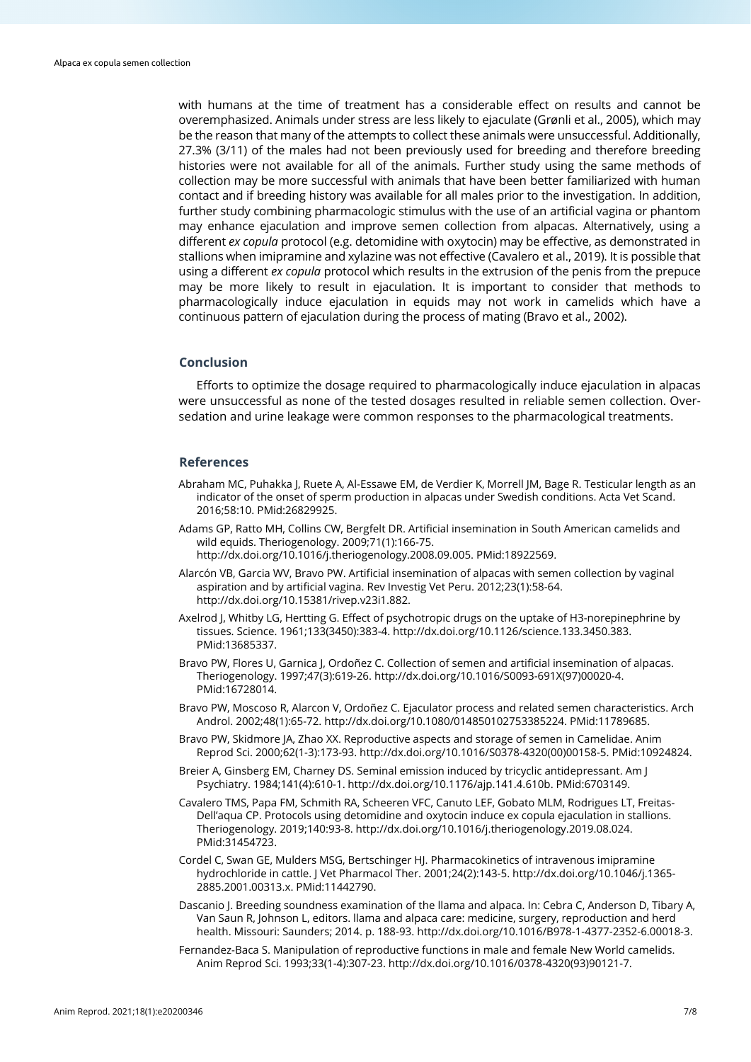with humans at the time of treatment has a considerable effect on results and cannot be overemphasized. Animals under stress are less likely to ejaculate (Grønli et al., 2005), which may be the reason that many of the attempts to collect these animals were unsuccessful. Additionally, 27.3% (3/11) of the males had not been previously used for breeding and therefore breeding histories were not available for all of the animals. Further study using the same methods of collection may be more successful with animals that have been better familiarized with human contact and if breeding history was available for all males prior to the investigation. In addition, further study combining pharmacologic stimulus with the use of an artificial vagina or phantom may enhance ejaculation and improve semen collection from alpacas. Alternatively, using a different *ex copula* protocol (e.g. detomidine with oxytocin) may be effective, as demonstrated in stallions when imipramine and xylazine was not effective (Cavalero et al., 2019). It is possible that using a different *ex copula* protocol which results in the extrusion of the penis from the prepuce may be more likely to result in ejaculation. It is important to consider that methods to pharmacologically induce ejaculation in equids may not work in camelids which have a continuous pattern of ejaculation during the process of mating (Bravo et al., 2002).

## Conclusion

Efforts to optimize the dosage required to pharmacologically induce ejaculation in alpacas were unsuccessful as none of the tested dosages resulted in reliable semen collection. Over-sedation and urine leakage were common responses to the pharmacological treatments.

## References

Abraham MC, Puhakka J, Ruete A, Al-Essawe EM, de Verdier K, Morrell JM, Bage R. Testicular length as an indicator of the onset of sperm production in alpacas under Swedish conditions. Acta Vet Scand. 2016;58:10. PMid:26829925.

Adams GP, Ratto MH, Collins CW, Bergfelt DR. Artificial insemination in South American camelids and wild equids. Theriogenology. 2009;71(1):166-75. http://dx.doi.org/10.1016/j.theriogenology.2008.09.005. PMid:18922569.

Alarcón VB, Garcia WV, Bravo PW. Artificial insemination of alpacas with semen collection by vaginal aspiration and by artificial vagina. Rev Investig Vet Peru. 2012;23(1):58-64. http://dx.doi.org/10.15381/rivep.v23i1.882.

Axelrod J, Whitby LG, Hertting G. Effect of psychotropic drugs on the uptake of H3-norepinephrine by tissues. Science. 1961;133(3450):383-4. http://dx.doi.org/10.1126/science.133.3450.383. PMid:13685337.

Bravo PW, Flores U, Garnica J, Ordoñez C. Collection of semen and artificial insemination of alpacas. Theriogenology. 1997;47(3):619-26. http://dx.doi.org/10.1016/S0093-691X(97)00020-4. PMid:16728014.

Bravo PW, Moscoso R, Alarcon V, Ordoñez C. Ejaculator process and related semen characteristics. Arch Androl. 2002;48(1):65-72. http://dx.doi.org/10.1080/014850102753385224. PMid:11789685.

Bravo PW, Skidmore JA, Zhao XX. Reproductive aspects and storage of semen in Camelidae. Anim Reprod Sci. 2000;62(1-3):173-93. http://dx.doi.org/10.1016/S0378-4320(00)00158-5. PMid:10924824.

Breier A, Ginsberg EM, Charney DS. Seminal emission induced by tricyclic antidepressant. Am J Psychiatry. 1984;141(4):610-1. http://dx.doi.org/10.1176/ajp.141.4.610b. PMid:6703149.

Cavalero TMS, Papa FM, Schmith RA, Scheeren VFC, Canuto LEF, Gobato MLM, Rodrigues LT, Freitas-Dell'aqua CP. Protocols using detomidine and oxytocin induce ex copula ejaculation in stallions. Theriogenology. 2019;140:93-8. http://dx.doi.org/10.1016/j.theriogenology.2019.08.024. PMid:31454723.

Cordel C, Swan GE, Mulders MSG, Bertschinger HJ. Pharmacokinetics of intravenous imipramine hydrochloride in cattle. J Vet Pharmacol Ther. 2001;24(2):143-5. http://dx.doi.org/10.1046/j.1365-2885.2001.00313.x. PMid:11442790.

Dascanio J. Breeding soundness examination of the llama and alpaca. In: Cebra C, Anderson D, Tibary A, Van Saun R, Johnson L, editors. llama and alpaca care: medicine, surgery, reproduction and herd health. Missouri: Saunders; 2014. p. 188-93. http://dx.doi.org/10.1016/B978-1-4377-2352-6.00018-3.

Fernandez-Baca S. Manipulation of reproductive functions in male and female New World camelids. Anim Reprod Sci. 1993;33(1-4):307-23. http://dx.doi.org/10.1016/0378-4320(93)90121-7.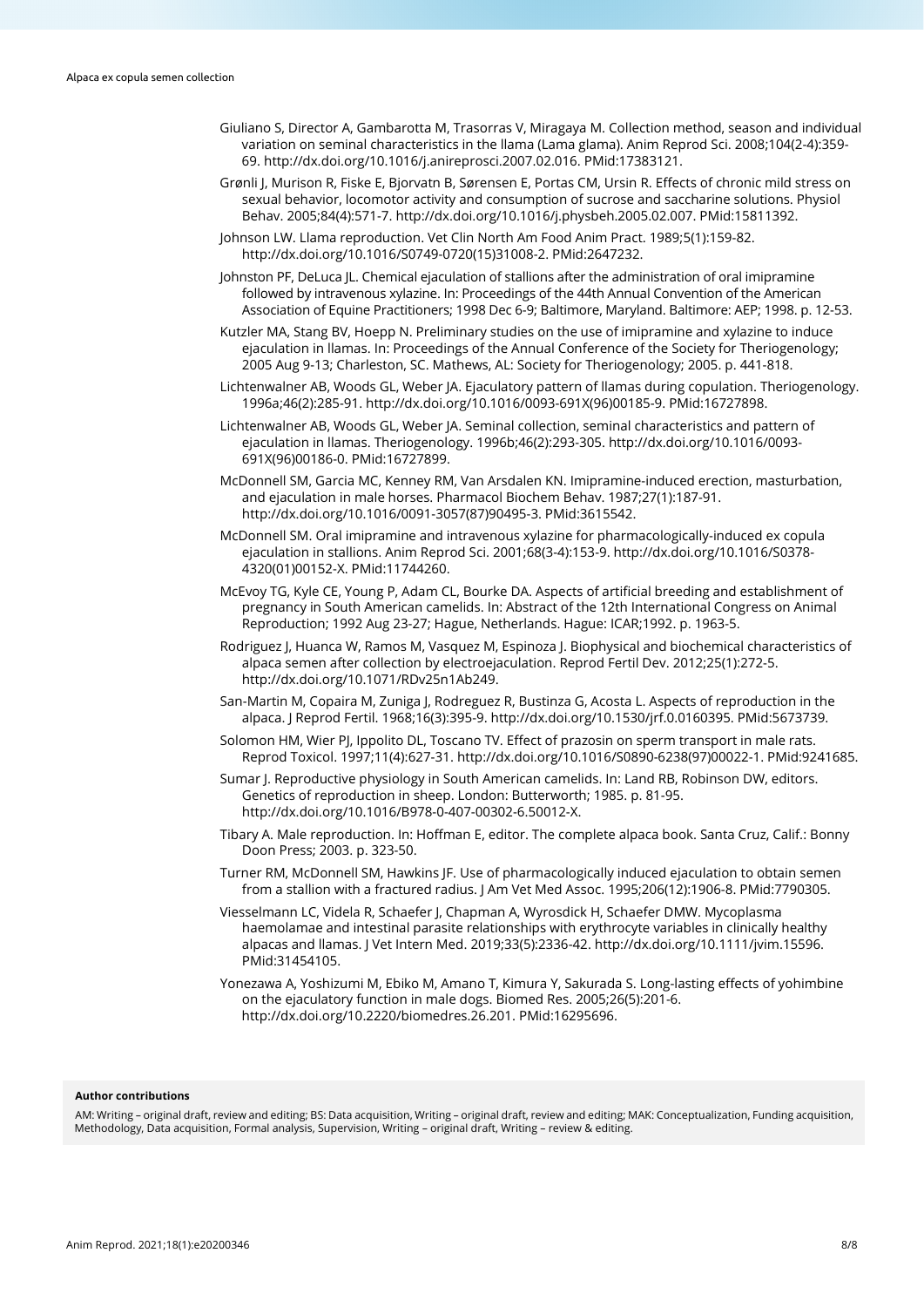Giuliano S, Director A, Gambarotta M, Trasorras V, Miragaya M. Collection method, season and individual variation on seminal characteristics in the llama (Lama glama). Anim Reprod Sci. 2008;104(2-4):359-69. http://dx.doi.org/10.1016/j.anireprosci.2007.02.016. PMid:17383121.

Grønli J, Murison R, Fiske E, Bjorvatn B, Sørensen E, Portas CM, Ursin R. Effects of chronic mild stress on sexual behavior, locomotor activity and consumption of sucrose and saccharine solutions. Physiol Behav. 2005;84(4):571-7. http://dx.doi.org/10.1016/j.physbeh.2005.02.007. PMid:15811392.

Johnson LW. Llama reproduction. Vet Clin North Am Food Anim Pract. 1989;5(1):159-82. http://dx.doi.org/10.1016/S0749-0720(15)31008-2. PMid:2647232.

Johnston PF, DeLuca JL. Chemical ejaculation of stallions after the administration of oral imipramine followed by intravenous xylazine. In: Proceedings of the 44th Annual Convention of the American Association of Equine Practitioners; 1998 Dec 6-9; Baltimore, Maryland. Baltimore: AEP; 1998. p. 12-53.

Kutzler MA, Stang BV, Hoepp N. Preliminary studies on the use of imipramine and xylazine to induce ejaculation in llamas. In: Proceedings of the Annual Conference of the Society for Theriogenology; 2005 Aug 9-13; Charleston, SC. Mathews, AL: Society for Theriogenology; 2005. p. 441-818.

Lichtenwalner AB, Woods GL, Weber JA. Ejaculatory pattern of llamas during copulation. Theriogenology. 1996a;46(2):285-91. http://dx.doi.org/10.1016/0093-691X(96)00185-9. PMid:16727898.

Lichtenwalner AB, Woods GL, Weber JA. Seminal collection, seminal characteristics and pattern of ejaculation in llamas. Theriogenology. 1996b;46(2):293-305. http://dx.doi.org/10.1016/0093-691X(96)00186-0. PMid:16727899.

McDonnell SM, Garcia MC, Kenney RM, Van Arsdalen KN. Imipramine-induced erection, masturbation, and ejaculation in male horses. Pharmacol Biochem Behav. 1987;27(1):187-91. http://dx.doi.org/10.1016/0091-3057(87)90495-3. PMid:3615542.

McDonnell SM. Oral imipramine and intravenous xylazine for pharmacologically-induced ex copula ejaculation in stallions. Anim Reprod Sci. 2001;68(3-4):153-9. http://dx.doi.org/10.1016/S0378-4320(01)00152-X. PMid:11744260.

McEvoy TG, Kyle CE, Young P, Adam CL, Bourke DA. Aspects of artificial breeding and establishment of pregnancy in South American camelids. In: Abstract of the 12th International Congress on Animal Reproduction; 1992 Aug 23-27; Hague, Netherlands. Hague: ICAR;1992. p. 1963-5.

Rodriguez J, Huanca W, Ramos M, Vasquez M, Espinoza J. Biophysical and biochemical characteristics of alpaca semen after collection by electroejaculation. Reprod Fertil Dev. 2012;25(1):272-5. http://dx.doi.org/10.1071/RDv25n1Ab249.

San-Martin M, Copaira M, Zuniga J, Rodreguez R, Bustinza G, Acosta L. Aspects of reproduction in the alpaca. J Reprod Fertil. 1968;16(3):395-9. http://dx.doi.org/10.1530/jrf.0.0160395. PMid:5673739.

Solomon HM, Wier PJ, Ippolito DL, Toscano TV. Effect of prazosin on sperm transport in male rats. Reprod Toxicol. 1997;11(4):627-31. http://dx.doi.org/10.1016/S0890-6238(97)00022-1. PMid:9241685.

Sumar J. Reproductive physiology in South American camelids. In: Land RB, Robinson DW, editors. Genetics of reproduction in sheep. London: Butterworth; 1985. p. 81-95. http://dx.doi.org/10.1016/B978-0-407-00302-6.50012-X.

Tibary A. Male reproduction. In: Hoffman E, editor. The complete alpaca book. Santa Cruz, Calif.: Bonny Doon Press; 2003. p. 323-50.

Turner RM, McDonnell SM, Hawkins JF. Use of pharmacologically induced ejaculation to obtain semen from a stallion with a fractured radius. J Am Vet Med Assoc. 1995;206(12):1906-8. PMid:7790305.

Viesselmann LC, Videla R, Schaefer J, Chapman A, Wyrosdick H, Schaefer DMW. Mycoplasma haemolamae and intestinal parasite relationships with erythrocyte variables in clinically healthy alpacas and llamas. J Vet Intern Med. 2019;33(5):2336-42. http://dx.doi.org/10.1111/jvim.15596. PMid:31454105.

Yonezawa A, Yoshizumi M, Ebiko M, Amano T, Kimura Y, Sakurada S. Long-lasting effects of yohimbine on the ejaculatory function in male dogs. Biomed Res. 2005;26(5):201-6. http://dx.doi.org/10.2220/biomedres.26.201. PMid:16295696.

**Author contributions**

AM: Writing – original draft, review and editing; BS: Data acquisition, Writing – original draft, review and editing; MAK: Conceptualization, Funding acquisition, Methodology, Data acquisition, Formal analysis, Supervision, Writing – original draft, Writing – review & editing.